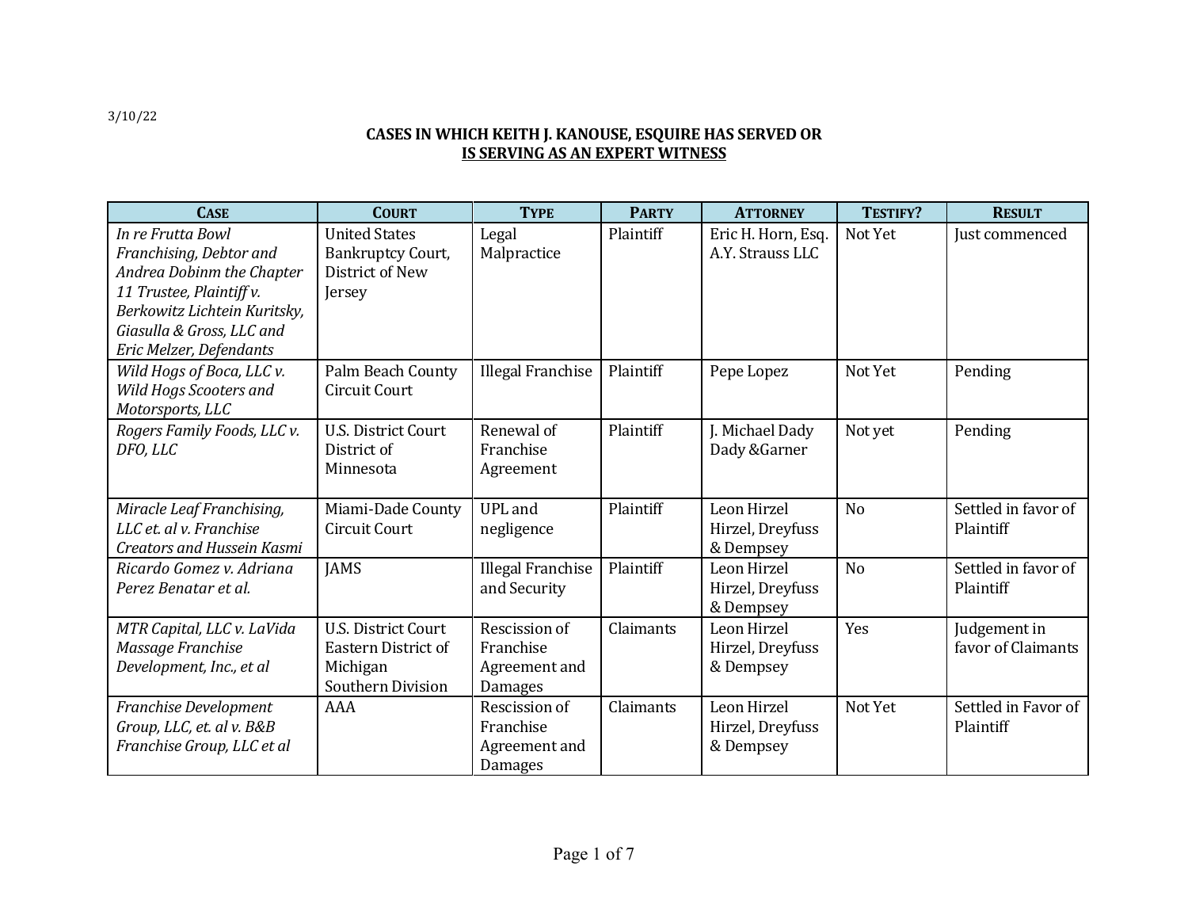3/10/22

**CASES IN WHICH KEITH J. KANOUSE, ESQUIRE HAS SERVED OR**
**IS SERVING AS AN EXPERT WITNESS**

| CASE | COURT | TYPE | PARTY | ATTORNEY | TESTIFY? | RESULT |
|---|---|---|---|---|---|---|
| *In re Frutta Bowl Franchising, Debtor and Andrea Dobinm the Chapter 11 Trustee, Plaintiff v. Berkowitz Lichtein Kuritsky, Giasulla & Gross, LLC and Eric Melzer, Defendants* | United States Bankruptcy Court, District of New Jersey | Legal Malpractice | Plaintiff | Eric H. Horn, Esq. A.Y. Strauss LLC | Not Yet | Just commenced |
| *Wild Hogs of Boca, LLC v. Wild Hogs Scooters and Motorsports, LLC* | Palm Beach County Circuit Court | Illegal Franchise | Plaintiff | Pepe Lopez | Not Yet | Pending |
| *Rogers Family Foods, LLC v. DFO, LLC* | U.S. District Court District of Minnesota | Renewal of Franchise Agreement | Plaintiff | J. Michael Dady Dady &Garner | Not yet | Pending |
| *Miracle Leaf Franchising, LLC et. al v. Franchise Creators and Hussein Kasmi* | Miami-Dade County Circuit Court | UPL and negligence | Plaintiff | Leon Hirzel Hirzel, Dreyfuss & Dempsey | No | Settled in favor of Plaintiff |
| *Ricardo Gomez v. Adriana Perez Benatar et al.* | JAMS | Illegal Franchise and Security | Plaintiff | Leon Hirzel Hirzel, Dreyfuss & Dempsey | No | Settled in favor of Plaintiff |
| *MTR Capital, LLC v. LaVida Massage Franchise Development, Inc., et al* | U.S. District Court Eastern District of Michigan Southern Division | Rescission of Franchise Agreement and Damages | Claimants | Leon Hirzel Hirzel, Dreyfuss & Dempsey | Yes | Judgement in favor of Claimants |
| *Franchise Development Group, LLC, et. al v. B&B Franchise Group, LLC et al* | AAA | Rescission of Franchise Agreement and Damages | Claimants | Leon Hirzel Hirzel, Dreyfuss & Dempsey | Not Yet | Settled in Favor of Plaintiff |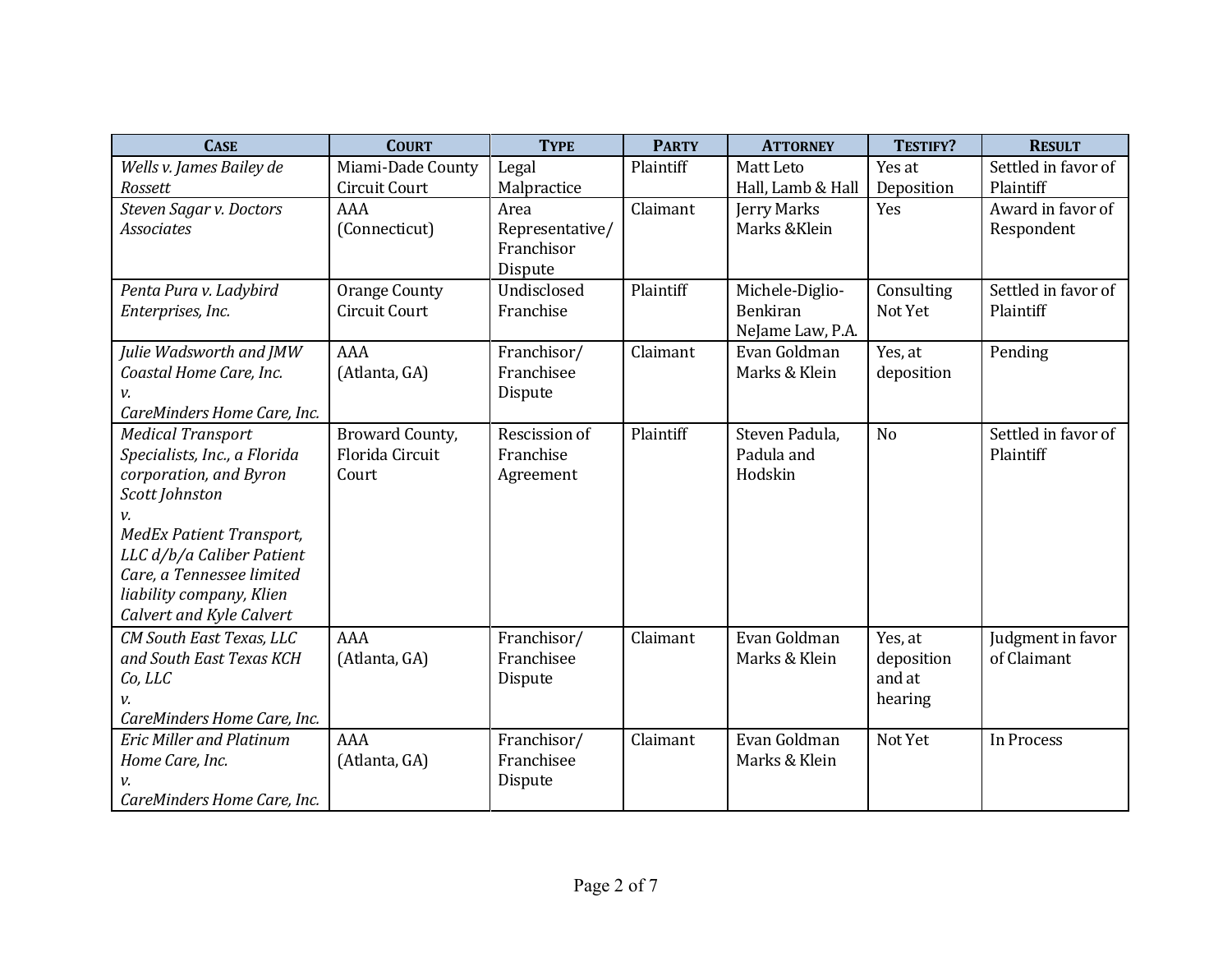| Case | Court | Type | Party | Attorney | Testify? | Result |
|---|---|---|---|---|---|---|
| *Wells v. James Bailey de Rossett* | Miami-Dade County Circuit Court | Legal Malpractice | Plaintiff | Matt Leto Hall, Lamb & Hall | Yes at Deposition | Settled in favor of Plaintiff |
| *Steven Sagar v. Doctors Associates* | AAA (Connecticut) | Area Representative/ Franchisor Dispute | Claimant | Jerry Marks Marks &Klein | Yes | Award in favor of Respondent |
| *Penta Pura v. Ladybird Enterprises, Inc.* | Orange County Circuit Court | Undisclosed Franchise | Plaintiff | Michele-Diglio-Benkiran NeJame Law, P.A. | Consulting Not Yet | Settled in favor of Plaintiff |
| *Julie Wadsworth and JMW Coastal Home Care, Inc. v. CareMinders Home Care, Inc.* | AAA (Atlanta, GA) | Franchisor/ Franchisee Dispute | Claimant | Evan Goldman Marks & Klein | Yes, at deposition | Pending |
| *Medical Transport Specialists, Inc., a Florida corporation, and Byron Scott Johnston v. MedEx Patient Transport, LLC d/b/a Caliber Patient Care, a Tennessee limited liability company, Klien Calvert and Kyle Calvert* | Broward County, Florida Circuit Court | Rescission of Franchise Agreement | Plaintiff | Steven Padula, Padula and Hodskin | No | Settled in favor of Plaintiff |
| *CM South East Texas, LLC and South East Texas KCH Co, LLC v. CareMinders Home Care, Inc.* | AAA (Atlanta, GA) | Franchisor/ Franchisee Dispute | Claimant | Evan Goldman Marks & Klein | Yes, at deposition and at hearing | Judgment in favor of Claimant |
| *Eric Miller and Platinum Home Care, Inc. v. CareMinders Home Care, Inc.* | AAA (Atlanta, GA) | Franchisor/ Franchisee Dispute | Claimant | Evan Goldman Marks & Klein | Not Yet | In Process |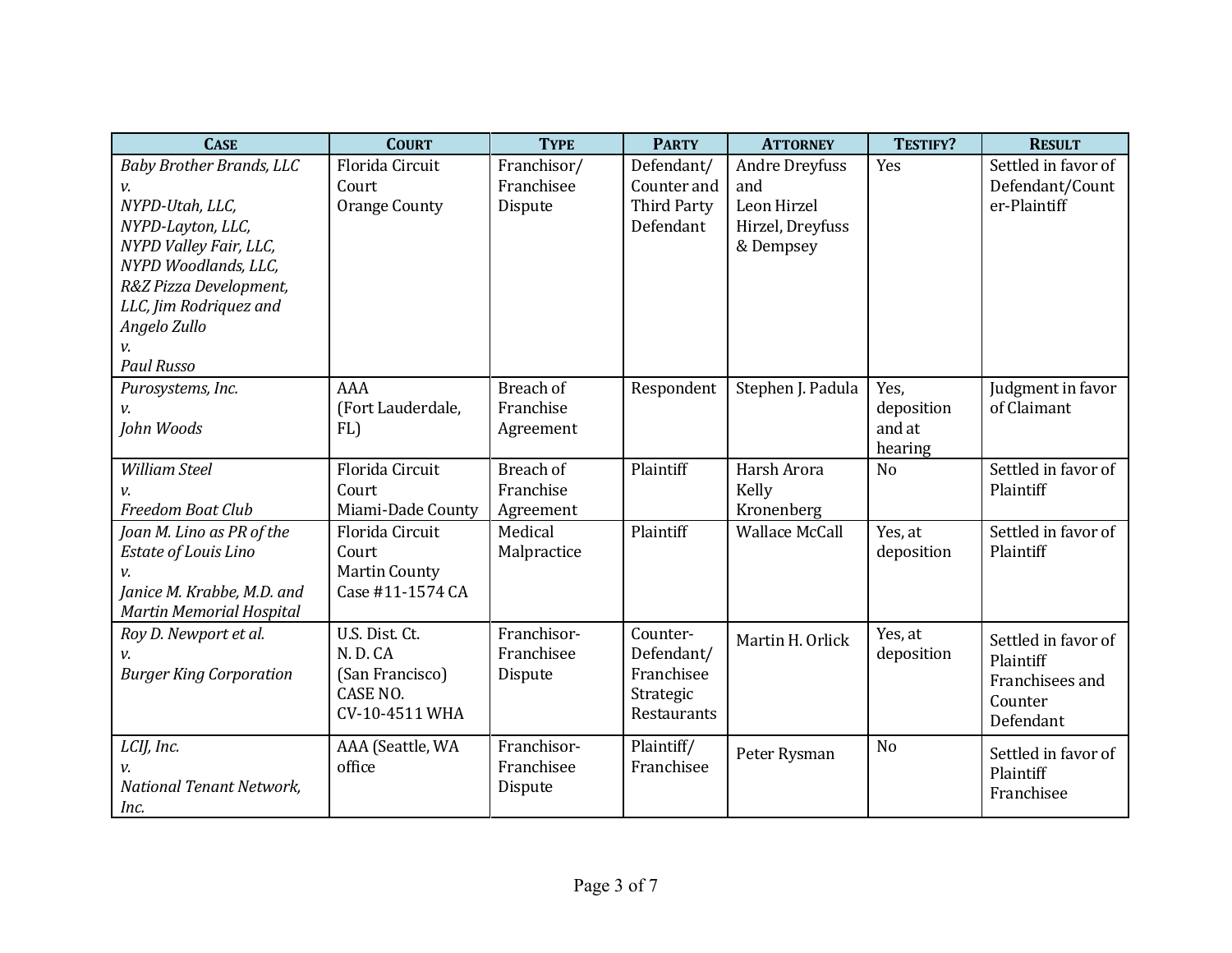| Case | Court | Type | Party | Attorney | Testify? | Result |
| --- | --- | --- | --- | --- | --- | --- |
| *Baby Brother Brands, LLC v. NYPD-Utah, LLC, NYPD-Layton, LLC, NYPD Valley Fair, LLC, NYPD Woodlands, LLC, R&Z Pizza Development, LLC, Jim Rodriquez and Angelo Zullo v. Paul Russo* | Florida Circuit Court Orange County | Franchisor/ Franchisee Dispute | Defendant/ Counter and Third Party Defendant | Andre Dreyfuss and Leon Hirzel Hirzel, Dreyfuss & Dempsey | Yes | Settled in favor of Defendant/Counter-Plaintiff |
| *Purosystems, Inc. v. John Woods* | AAA (Fort Lauderdale, FL) | Breach of Franchise Agreement | Respondent | Stephen J. Padula | Yes, deposition and at hearing | Judgment in favor of Claimant |
| *William Steel v. Freedom Boat Club* | Florida Circuit Court Miami-Dade County | Breach of Franchise Agreement | Plaintiff | Harsh Arora Kelly Kronenberg | No | Settled in favor of Plaintiff |
| *Joan M. Lino as PR of the Estate of Louis Lino v. Janice M. Krabbe, M.D. and Martin Memorial Hospital* | Florida Circuit Court Martin County Case #11-1574 CA | Medical Malpractice | Plaintiff | Wallace McCall | Yes, at deposition | Settled in favor of Plaintiff |
| *Roy D. Newport et al. v. Burger King Corporation* | U.S. Dist. Ct. N. D. CA (San Francisco) CASE NO. CV-10-4511 WHA | Franchisor-Franchisee Dispute | Counter-Defendant/ Franchisee Strategic Restaurants | Martin H. Orlick | Yes, at deposition | Settled in favor of Plaintiff Franchisees and Counter Defendant |
| *LCIJ, Inc. v. National Tenant Network, Inc.* | AAA (Seattle, WA office | Franchisor-Franchisee Dispute | Plaintiff/ Franchisee | Peter Rysman | No | Settled in favor of Plaintiff Franchisee |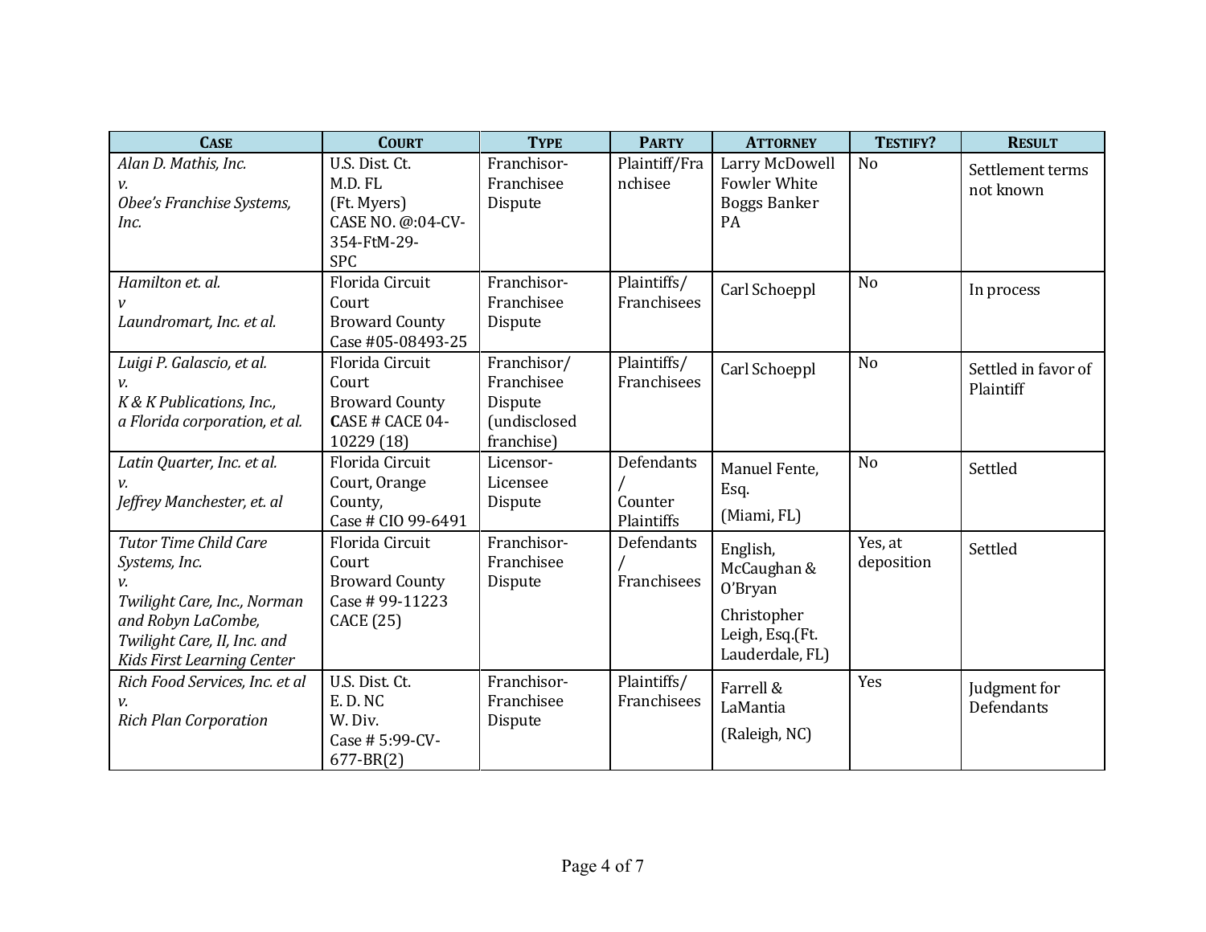| CASE | COURT | TYPE | PARTY | ATTORNEY | TESTIFY? | RESULT |
|---|---|---|---|---|---|---|
| *Alan D. Mathis, Inc. v. Obee's Franchise Systems, Inc.* | U.S. Dist. Ct. M.D. FL (Ft. Myers) CASE NO. @:04-CV-354-FtM-29-SPC | Franchisor-Franchisee Dispute | Plaintiff/Franchisee | Larry McDowell Fowler White Boggs Banker PA | No | Settlement terms not known |
| *Hamilton et. al. v Laundromart, Inc. et al.* | Florida Circuit Court Broward County Case #05-08493-25 | Franchisor-Franchisee Dispute | Plaintiffs/ Franchisees | Carl Schoeppl | No | In process |
| *Luigi P. Galascio, et al. v. K & K Publications, Inc., a Florida corporation, et al.* | Florida Circuit Court Broward County CASE # CACE 04-10229 (18) | Franchisor/ Franchisee Dispute (undisclosed franchise) | Plaintiffs/ Franchisees | Carl Schoeppl | No | Settled in favor of Plaintiff |
| *Latin Quarter, Inc. et al. v. Jeffrey Manchester, et. al* | Florida Circuit Court, Orange County, Case # CIO 99-6491 | Licensor-Licensee Dispute | Defendants / Counter Plaintiffs | Manuel Fente, Esq. (Miami, FL) | No | Settled |
| *Tutor Time Child Care Systems, Inc. v. Twilight Care, Inc., Norman and Robyn LaCombe, Twilight Care, II, Inc. and Kids First Learning Center* | Florida Circuit Court Broward County Case # 99-11223 CACE (25) | Franchisor-Franchisee Dispute | Defendants / Franchisees | English, McCaughan & O'Bryan Christopher Leigh, Esq.(Ft. Lauderdale, FL) | Yes, at deposition | Settled |
| *Rich Food Services, Inc. et al v. Rich Plan Corporation* | U.S. Dist. Ct. E. D. NC W. Div. Case # 5:99-CV-677-BR(2) | Franchisor-Franchisee Dispute | Plaintiffs/ Franchisees | Farrell & LaMantia (Raleigh, NC) | Yes | Judgment for Defendants |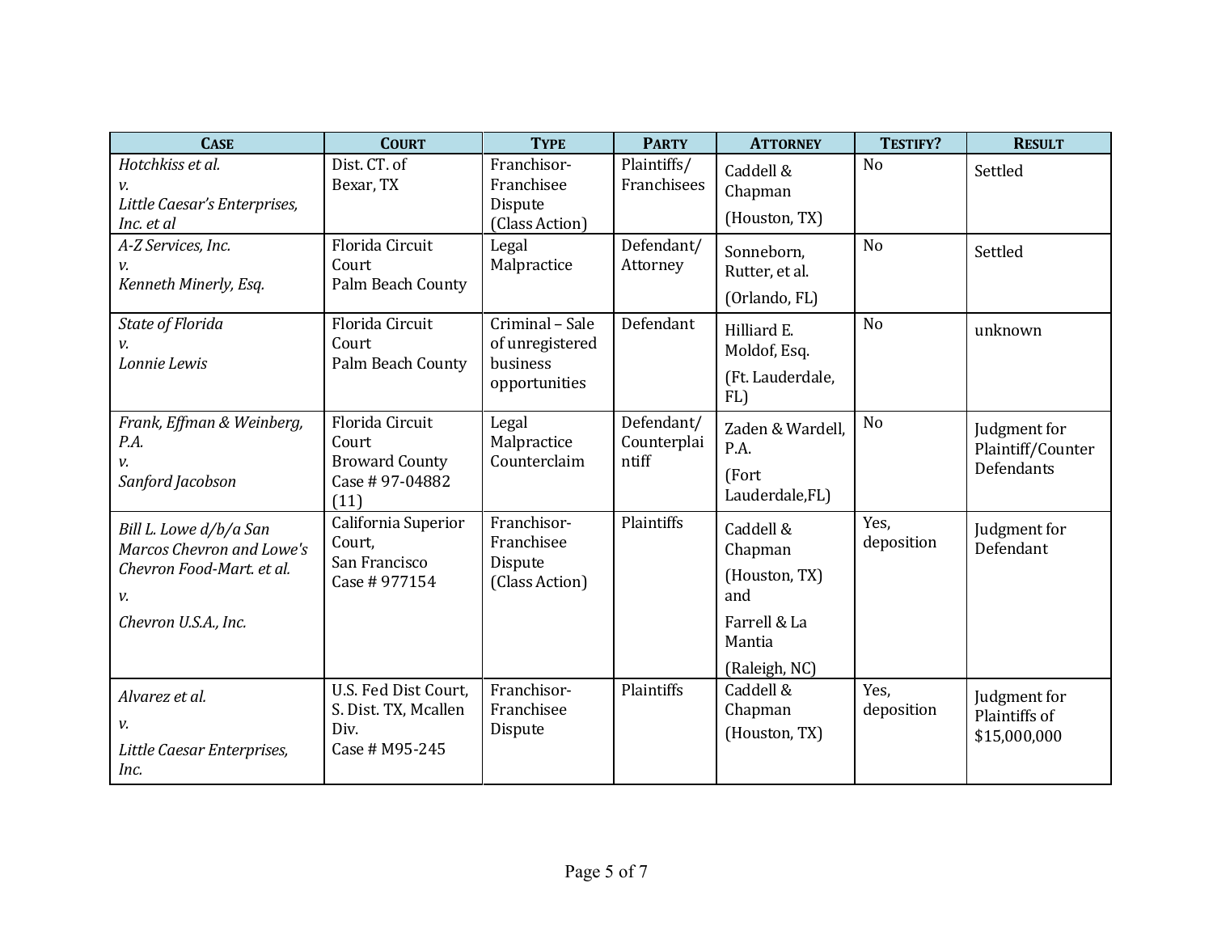| CASE | COURT | TYPE | PARTY | ATTORNEY | TESTIFY? | RESULT |
|---|---|---|---|---|---|---|
| *Hotchkiss et al.* *v.* *Little Caesar's Enterprises, Inc. et al* | Dist. CT. of Bexar, TX | Franchisor-Franchisee Dispute (Class Action) | Plaintiffs/ Franchisees | Caddell & Chapman (Houston, TX) | No | Settled |
| *A-Z Services, Inc.* *v.* *Kenneth Minerly, Esq.* | Florida Circuit Court Palm Beach County | Legal Malpractice | Defendant/ Attorney | Sonneborn, Rutter, et al. (Orlando, FL) | No | Settled |
| *State of Florida* *v.* *Lonnie Lewis* | Florida Circuit Court Palm Beach County | Criminal – Sale of unregistered business opportunities | Defendant | Hilliard E. Moldof, Esq. (Ft. Lauderdale, FL) | No | unknown |
| *Frank, Effman & Weinberg, P.A.* *v.* *Sanford Jacobson* | Florida Circuit Court Broward County Case # 97-04882 (11) | Legal Malpractice Counterclaim | Defendant/ Counterplaintiff | Zaden & Wardell, P.A. (Fort Lauderdale,FL) | No | Judgment for Plaintiff/Counter Defendants |
| *Bill L. Lowe d/b/a San Marcos Chevron and Lowe's Chevron Food-Mart. et al.* *v.* *Chevron U.S.A., Inc.* | California Superior Court, San Francisco Case # 977154 | Franchisor-Franchisee Dispute (Class Action) | Plaintiffs | Caddell & Chapman (Houston, TX) and Farrell & La Mantia (Raleigh, NC) | Yes, deposition | Judgment for Defendant |
| *Alvarez et al.* *v.* *Little Caesar Enterprises, Inc.* | U.S. Fed Dist Court, S. Dist. TX, Mcallen Div. Case # M95-245 | Franchisor-Franchisee Dispute | Plaintiffs | Caddell & Chapman (Houston, TX) | Yes, deposition | Judgment for Plaintiffs of $15,000,000 |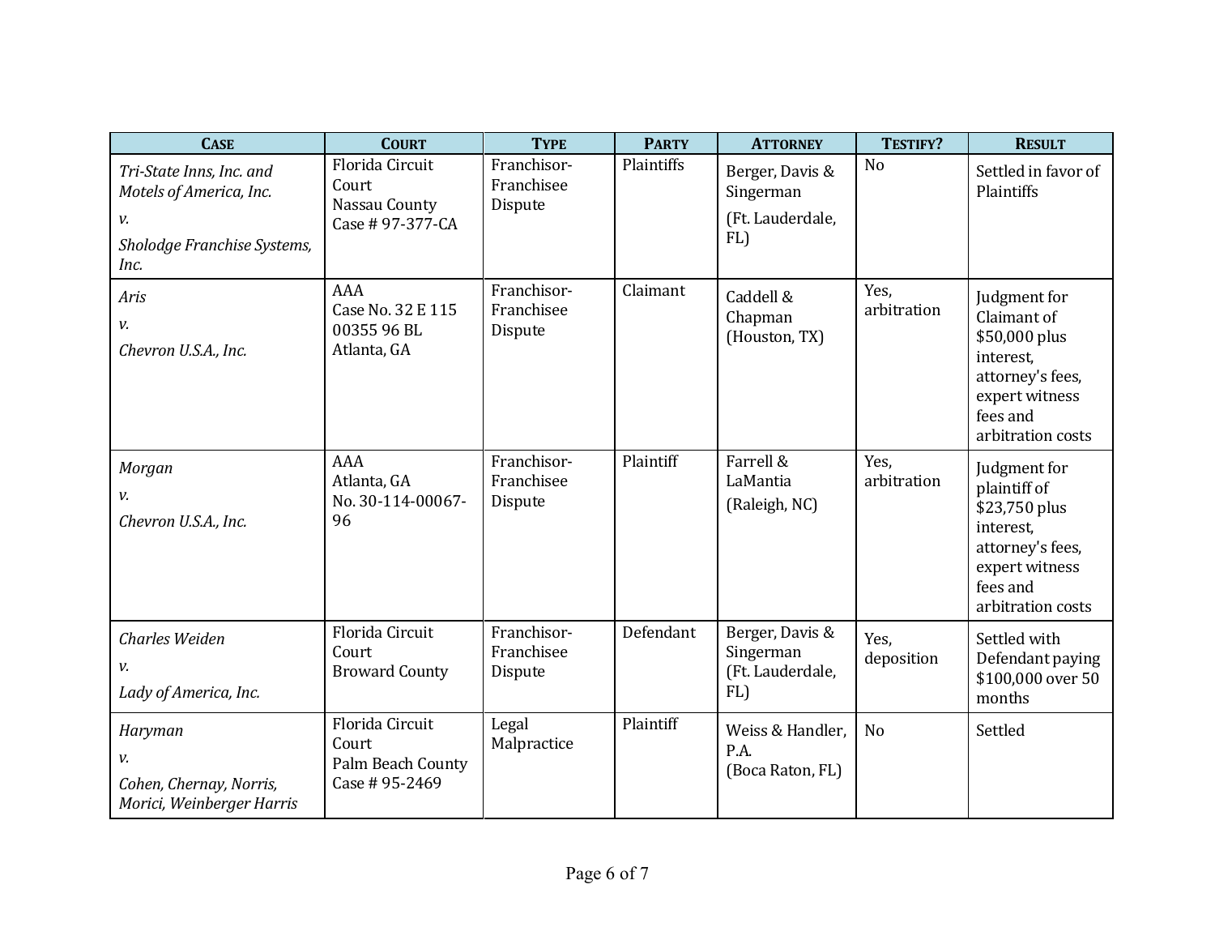| Case | Court | Type | Party | Attorney | Testify? | Result |
|---|---|---|---|---|---|---|
| *Tri-State Inns, Inc. and Motels of America, Inc.* *v.* *Sholodge Franchise Systems, Inc.* | Florida Circuit Court Nassau County Case # 97-377-CA | Franchisor-Franchisee Dispute | Plaintiffs | Berger, Davis & Singerman (Ft. Lauderdale, FL) | No | Settled in favor of Plaintiffs |
| *Aris* *v.* *Chevron U.S.A., Inc.* | AAA Case No. 32 E 115 00355 96 BL Atlanta, GA | Franchisor-Franchisee Dispute | Claimant | Caddell & Chapman (Houston, TX) | Yes, arbitration | Judgment for Claimant of $50,000 plus interest, attorney's fees, expert witness fees and arbitration costs |
| *Morgan* *v.* *Chevron U.S.A., Inc.* | AAA Atlanta, GA No. 30-114-00067-96 | Franchisor-Franchisee Dispute | Plaintiff | Farrell & LaMantia (Raleigh, NC) | Yes, arbitration | Judgment for plaintiff of $23,750 plus interest, attorney's fees, expert witness fees and arbitration costs |
| *Charles Weiden* *v.* *Lady of America, Inc.* | Florida Circuit Court Broward County | Franchisor-Franchisee Dispute | Defendant | Berger, Davis & Singerman (Ft. Lauderdale, FL) | Yes, deposition | Settled with Defendant paying $100,000 over 50 months |
| *Haryman* *v.* *Cohen, Chernay, Norris, Morici, Weinberger Harris* | Florida Circuit Court Palm Beach County Case # 95-2469 | Legal Malpractice | Plaintiff | Weiss & Handler, P.A. (Boca Raton, FL) | No | Settled |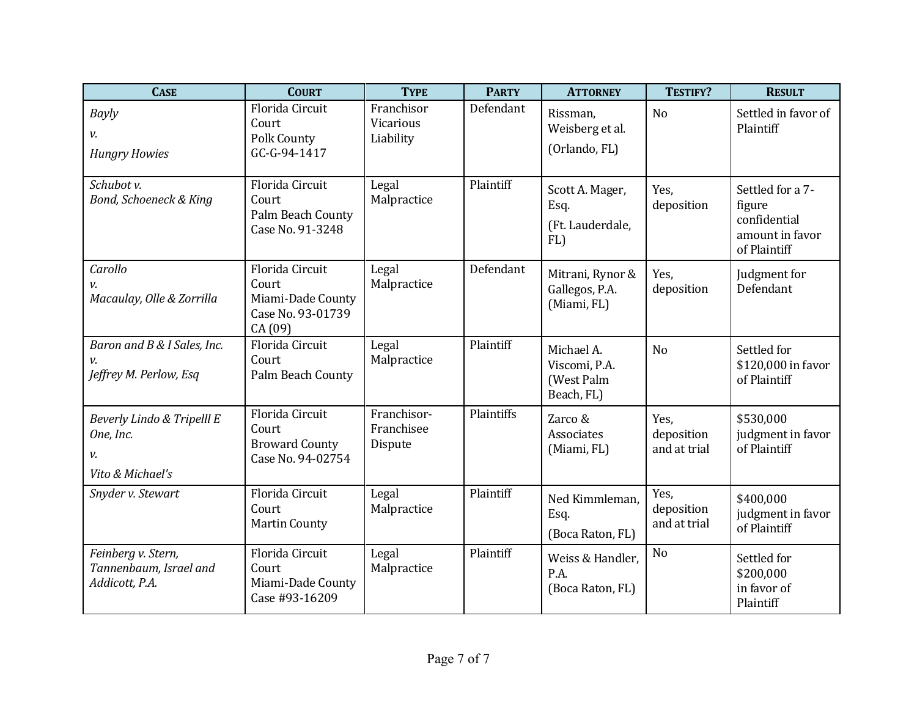| CASE | COURT | TYPE | PARTY | ATTORNEY | TESTIFY? | RESULT |
|---|---|---|---|---|---|---|
| *Bayly v. Hungry Howies* | Florida Circuit Court Polk County GC-G-94-1417 | Franchisor Vicarious Liability | Defendant | Rissman, Weisberg et al. (Orlando, FL) | No | Settled in favor of Plaintiff |
| *Schubot v. Bond, Schoeneck & King* | Florida Circuit Court Palm Beach County Case No. 91-3248 | Legal Malpractice | Plaintiff | Scott A. Mager, Esq. (Ft. Lauderdale, FL) | Yes, deposition | Settled for a 7-figure confidential amount in favor of Plaintiff |
| *Carollo v. Macaulay, Olle & Zorrilla* | Florida Circuit Court Miami-Dade County Case No. 93-01739 CA (09) | Legal Malpractice | Defendant | Mitrani, Rynor & Gallegos, P.A. (Miami, FL) | Yes, deposition | Judgment for Defendant |
| *Baron and B & I Sales, Inc. v. Jeffrey M. Perlow, Esq* | Florida Circuit Court Palm Beach County | Legal Malpractice | Plaintiff | Michael A. Viscomi, P.A. (West Palm Beach, FL) | No | Settled for $120,000 in favor of Plaintiff |
| *Beverly Lindo & Tripelll E One, Inc. v. Vito & Michael's* | Florida Circuit Court Broward County Case No. 94-02754 | Franchisor-Franchisee Dispute | Plaintiffs | Zarco & Associates (Miami, FL) | Yes, deposition and at trial | $530,000 judgment in favor of Plaintiff |
| *Snyder v. Stewart* | Florida Circuit Court Martin County | Legal Malpractice | Plaintiff | Ned Kimmleman, Esq. (Boca Raton, FL) | Yes, deposition and at trial | $400,000 judgment in favor of Plaintiff |
| *Feinberg v. Stern, Tannenbaum, Israel and Addicott, P.A.* | Florida Circuit Court Miami-Dade County Case #93-16209 | Legal Malpractice | Plaintiff | Weiss & Handler, P.A. (Boca Raton, FL) | No | Settled for $200,000 in favor of Plaintiff |